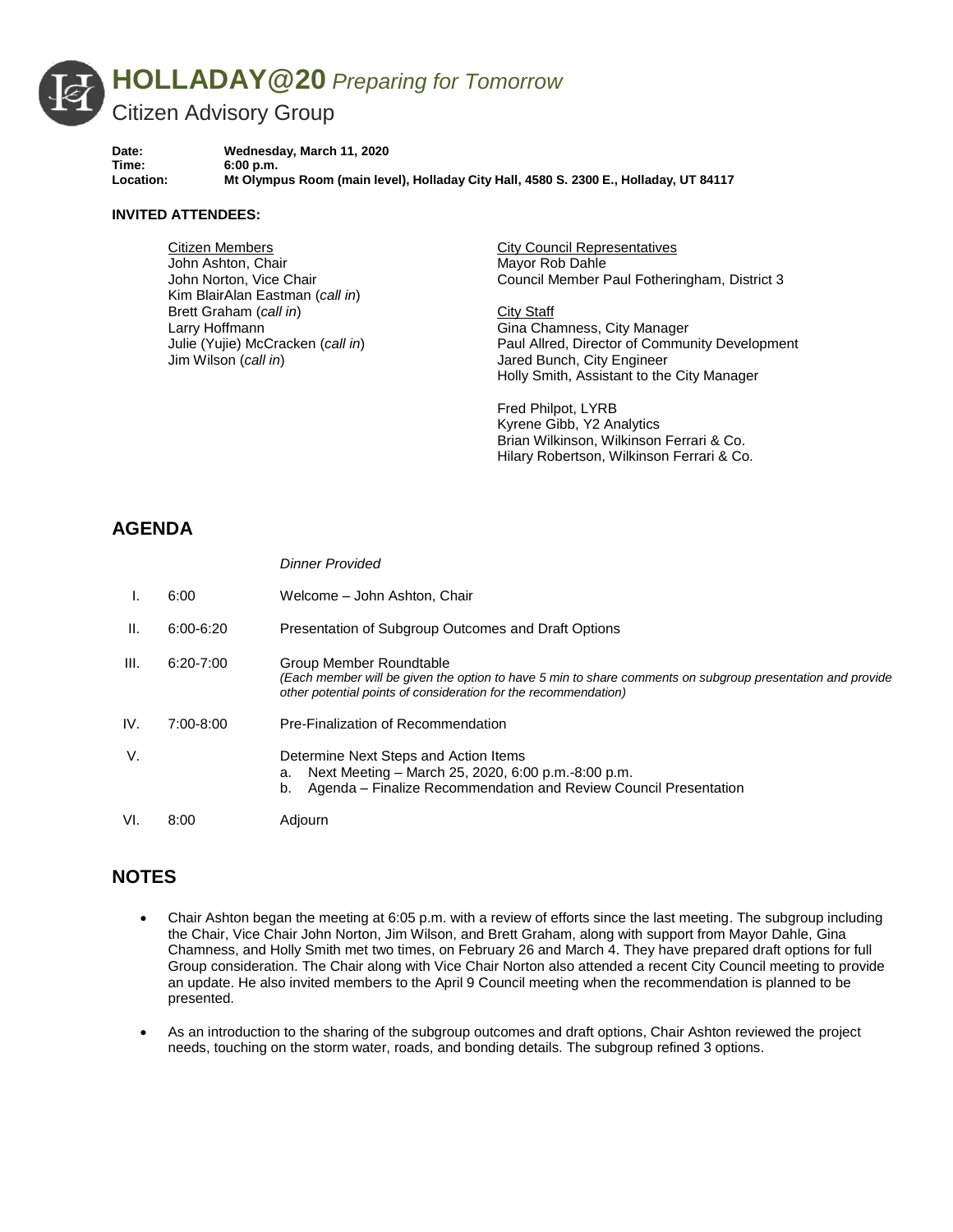# HOLLADAY@20 *Preparing for Tomorrow*

## Citizen Advisory Group

**Date:** Wednesday, March 11, 2020
**Time:** 6:00 p.m.
**Location:** Mt Olympus Room (main level), Holladay City Hall, 4580 S. 2300 E., Holladay, UT 84117

**INVITED ATTENDEES:**

Citizen Members
John Ashton, Chair
John Norton, Vice Chair
Kim BlairAlan Eastman (*call in*)
Brett Graham (*call in*)
Larry Hoffmann
Julie (Yujie) McCracken (*call in*)
Jim Wilson (*call in*)

City Council Representatives
Mayor Rob Dahle
Council Member Paul Fotheringham, District 3

City Staff
Gina Chamness, City Manager
Paul Allred, Director of Community Development
Jared Bunch, City Engineer
Holly Smith, Assistant to the City Manager

Fred Philpot, LYRB
Kyrene Gibb, Y2 Analytics
Brian Wilkinson, Wilkinson Ferrari & Co.
Hilary Robertson, Wilkinson Ferrari & Co.

## AGENDA

*Dinner Provided*

| | | |
|---|---|---|
| I. | 6:00 | Welcome – John Ashton, Chair |
| II. | 6:00-6:20 | Presentation of Subgroup Outcomes and Draft Options |
| III. | 6:20-7:00 | Group Member Roundtable<br>*(Each member will be given the option to have 5 min to share comments on subgroup presentation and provide other potential points of consideration for the recommendation)* |
| IV. | 7:00-8:00 | Pre-Finalization of Recommendation |
| V. | | Determine Next Steps and Action Items<br>a. Next Meeting – March 25, 2020, 6:00 p.m.-8:00 p.m.<br>b. Agenda – Finalize Recommendation and Review Council Presentation |
| VI. | 8:00 | Adjourn |

## NOTES

- Chair Ashton began the meeting at 6:05 p.m. with a review of efforts since the last meeting. The subgroup including the Chair, Vice Chair John Norton, Jim Wilson, and Brett Graham, along with support from Mayor Dahle, Gina Chamness, and Holly Smith met two times, on February 26 and March 4. They have prepared draft options for full Group consideration. The Chair along with Vice Chair Norton also attended a recent City Council meeting to provide an update. He also invited members to the April 9 Council meeting when the recommendation is planned to be presented.
- As an introduction to the sharing of the subgroup outcomes and draft options, Chair Ashton reviewed the project needs, touching on the storm water, roads, and bonding details. The subgroup refined 3 options.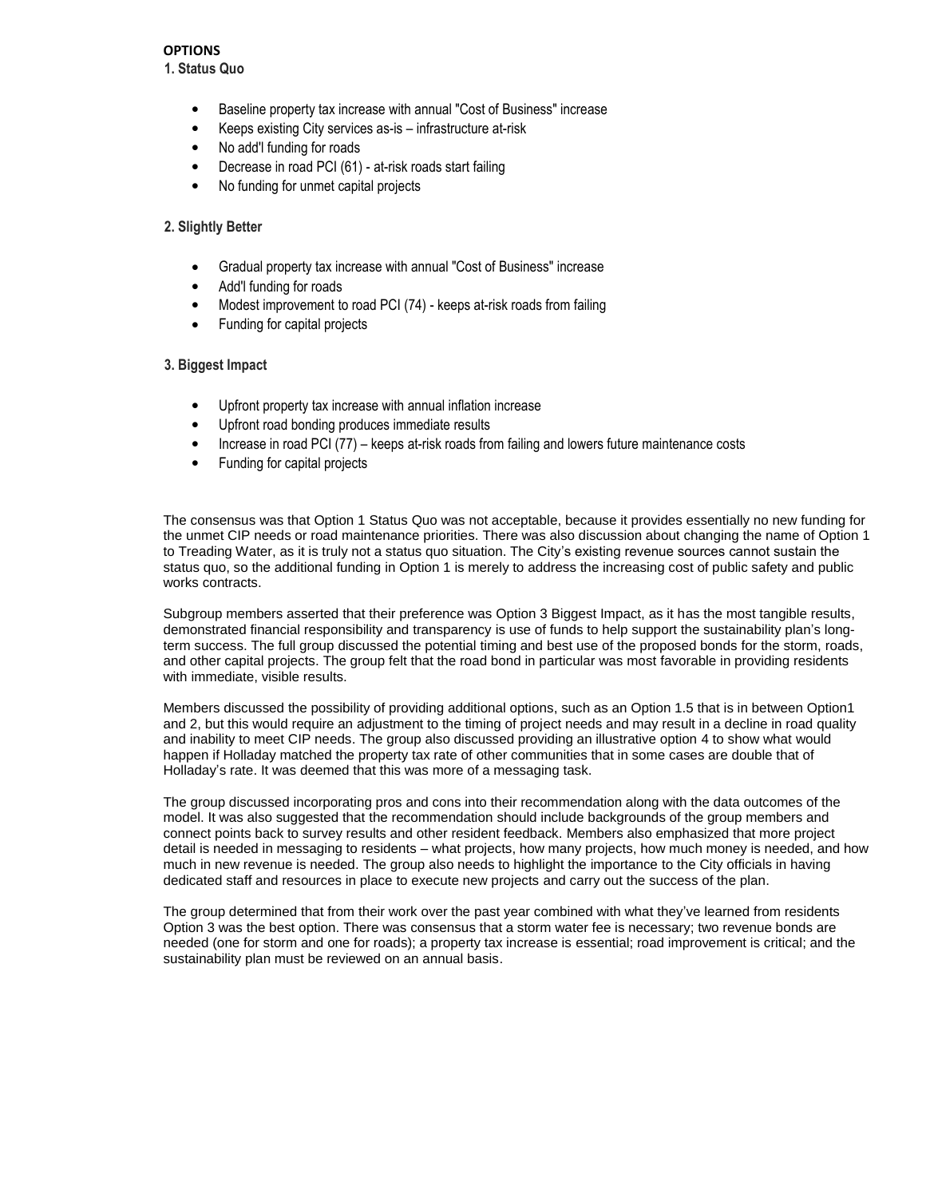**OPTIONS**

**1. Status Quo**

- Baseline property tax increase with annual "Cost of Business" increase
- Keeps existing City services as-is – infrastructure at-risk
- No add'l funding for roads
- Decrease in road PCI (61) - at-risk roads start failing
- No funding for unmet capital projects

**2. Slightly Better**

- Gradual property tax increase with annual "Cost of Business" increase
- Add'l funding for roads
- Modest improvement to road PCI (74) - keeps at-risk roads from failing
- Funding for capital projects

**3. Biggest Impact**

- Upfront property tax increase with annual inflation increase
- Upfront road bonding produces immediate results
- Increase in road PCI (77) – keeps at-risk roads from failing and lowers future maintenance costs
- Funding for capital projects

The consensus was that Option 1 Status Quo was not acceptable, because it provides essentially no new funding for the unmet CIP needs or road maintenance priorities. There was also discussion about changing the name of Option 1 to Treading Water, as it is truly not a status quo situation. The City's existing revenue sources cannot sustain the status quo, so the additional funding in Option 1 is merely to address the increasing cost of public safety and public works contracts.

Subgroup members asserted that their preference was Option 3 Biggest Impact, as it has the most tangible results, demonstrated financial responsibility and transparency is use of funds to help support the sustainability plan's long-term success. The full group discussed the potential timing and best use of the proposed bonds for the storm, roads, and other capital projects. The group felt that the road bond in particular was most favorable in providing residents with immediate, visible results.

Members discussed the possibility of providing additional options, such as an Option 1.5 that is in between Option1 and 2, but this would require an adjustment to the timing of project needs and may result in a decline in road quality and inability to meet CIP needs. The group also discussed providing an illustrative option 4 to show what would happen if Holladay matched the property tax rate of other communities that in some cases are double that of Holladay's rate. It was deemed that this was more of a messaging task.

The group discussed incorporating pros and cons into their recommendation along with the data outcomes of the model. It was also suggested that the recommendation should include backgrounds of the group members and connect points back to survey results and other resident feedback. Members also emphasized that more project detail is needed in messaging to residents – what projects, how many projects, how much money is needed, and how much in new revenue is needed. The group also needs to highlight the importance to the City officials in having dedicated staff and resources in place to execute new projects and carry out the success of the plan.

The group determined that from their work over the past year combined with what they've learned from residents Option 3 was the best option. There was consensus that a storm water fee is necessary; two revenue bonds are needed (one for storm and one for roads); a property tax increase is essential; road improvement is critical; and the sustainability plan must be reviewed on an annual basis.